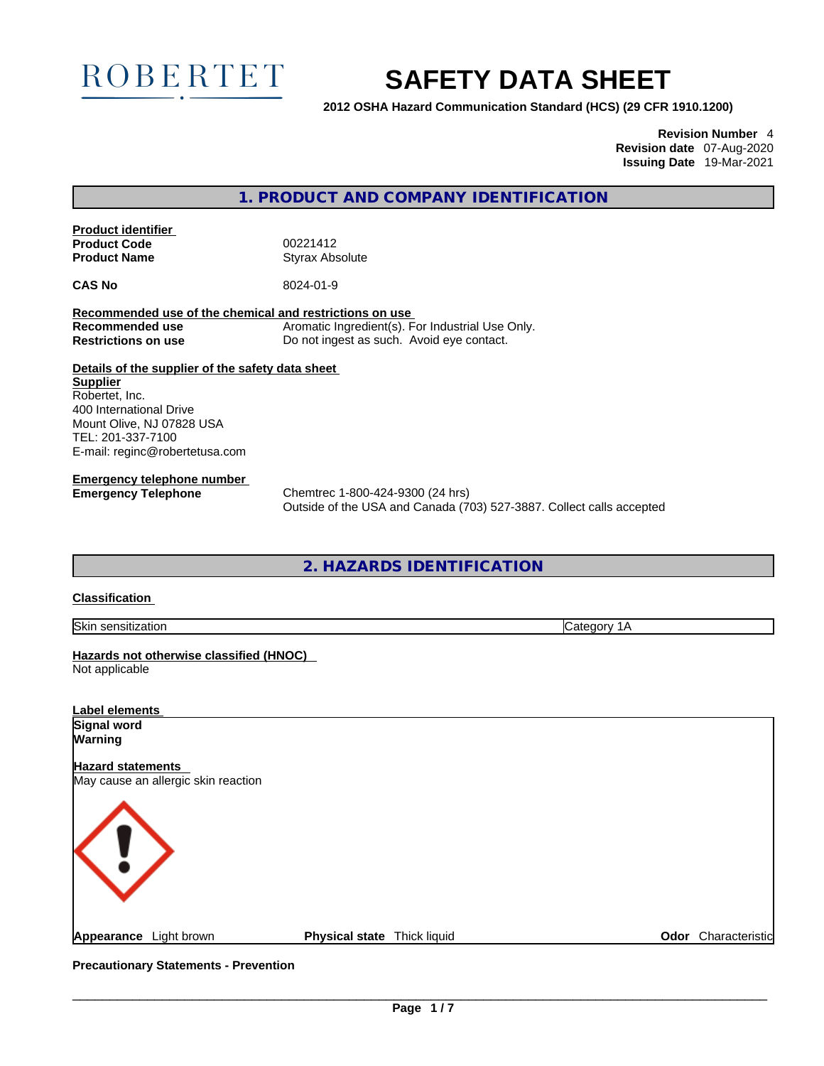ROBERTET

# SAFETY DATA SHEET

**2012 OSHA Hazard Communication Standard (HCS) (29 CFR 1910.1200)**

**Revision Number** 4
**Revision date** 07-Aug-2020
**Issuing Date** 19-Mar-2021

## 1. PRODUCT AND COMPANY IDENTIFICATION

**Product identifier**

| | |
|---|---|
| **Product Code** | 00221412 |
| **Product Name** | Styrax Absolute |
| **CAS No** | 8024-01-9 |

**Recommended use of the chemical and restrictions on use**

| | |
|---|---|
| **Recommended use** | Aromatic Ingredient(s). For Industrial Use Only. |
| **Restrictions on use** | Do not ingest as such. Avoid eye contact. |

**Details of the supplier of the safety data sheet**

**Supplier**
Robertet, Inc.
400 International Drive
Mount Olive, NJ 07828 USA
TEL: 201-337-7100
E-mail: reginc@robertetusa.com

**Emergency telephone number**

**Emergency Telephone** Chemtrec 1-800-424-9300 (24 hrs)
Outside of the USA and Canada (703) 527-3887. Collect calls accepted

## 2. HAZARDS IDENTIFICATION

**Classification**

| | |
|---|---|
| Skin sensitization | Category 1A |

**Hazards not otherwise classified (HNOC)**
Not applicable

**Label elements**

**Signal word**
**Warning**

**Hazard statements**
May cause an allergic skin reaction

**Appearance** Light brown **Physical state** Thick liquid **Odor** Characteristic

**Precautionary Statements - Prevention**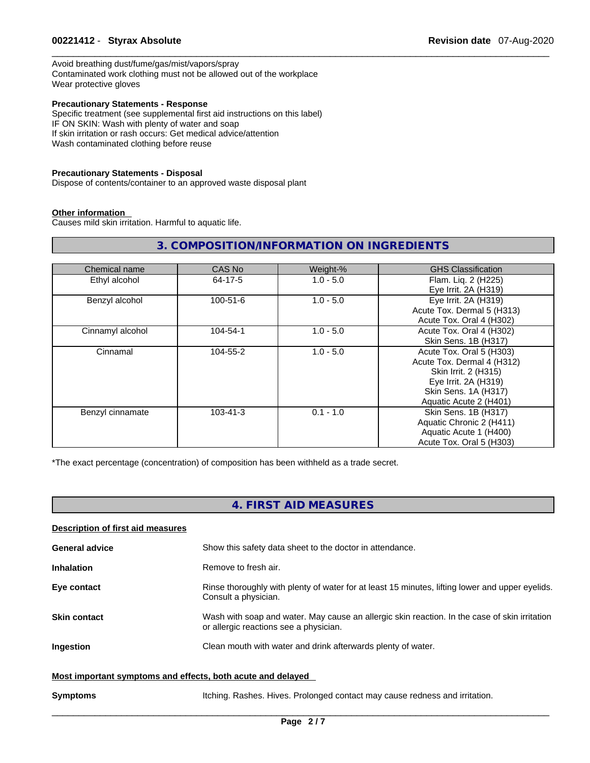Avoid breathing dust/fume/gas/mist/vapors/spray
Contaminated work clothing must not be allowed out of the workplace
Wear protective gloves

**Precautionary Statements - Response**
Specific treatment (see supplemental first aid instructions on this label)
IF ON SKIN: Wash with plenty of water and soap
If skin irritation or rash occurs: Get medical advice/attention
Wash contaminated clothing before reuse

**Precautionary Statements - Disposal**
Dispose of contents/container to an approved waste disposal plant

**Other information**
Causes mild skin irritation. Harmful to aquatic life.

## 3. COMPOSITION/INFORMATION ON INGREDIENTS

| Chemical name | CAS No | Weight-% | GHS Classification |
|---|---|---|---|
| Ethyl alcohol | 64-17-5 | 1.0 - 5.0 | Flam. Liq. 2 (H225)<br>Eye Irrit. 2A (H319) |
| Benzyl alcohol | 100-51-6 | 1.0 - 5.0 | Eye Irrit. 2A (H319)<br>Acute Tox. Dermal 5 (H313)<br>Acute Tox. Oral 4 (H302) |
| Cinnamyl alcohol | 104-54-1 | 1.0 - 5.0 | Acute Tox. Oral 4 (H302)<br>Skin Sens. 1B (H317) |
| Cinnamal | 104-55-2 | 1.0 - 5.0 | Acute Tox. Oral 5 (H303)<br>Acute Tox. Dermal 4 (H312)<br>Skin Irrit. 2 (H315)<br>Eye Irrit. 2A (H319)<br>Skin Sens. 1A (H317)<br>Aquatic Acute 2 (H401) |
| Benzyl cinnamate | 103-41-3 | 0.1 - 1.0 | Skin Sens. 1B (H317)<br>Aquatic Chronic 2 (H411)<br>Aquatic Acute 1 (H400)<br>Acute Tox. Oral 5 (H303) |

*The exact percentage (concentration) of composition has been withheld as a trade secret.

## 4. FIRST AID MEASURES

**Description of first aid measures**

**General advice** Show this safety data sheet to the doctor in attendance.

**Inhalation** Remove to fresh air.

**Eye contact** Rinse thoroughly with plenty of water for at least 15 minutes, lifting lower and upper eyelids. Consult a physician.

**Skin contact** Wash with soap and water. May cause an allergic skin reaction. In the case of skin irritation or allergic reactions see a physician.

**Ingestion** Clean mouth with water and drink afterwards plenty of water.

**Most important symptoms and effects, both acute and delayed**

**Symptoms** Itching. Rashes. Hives. Prolonged contact may cause redness and irritation.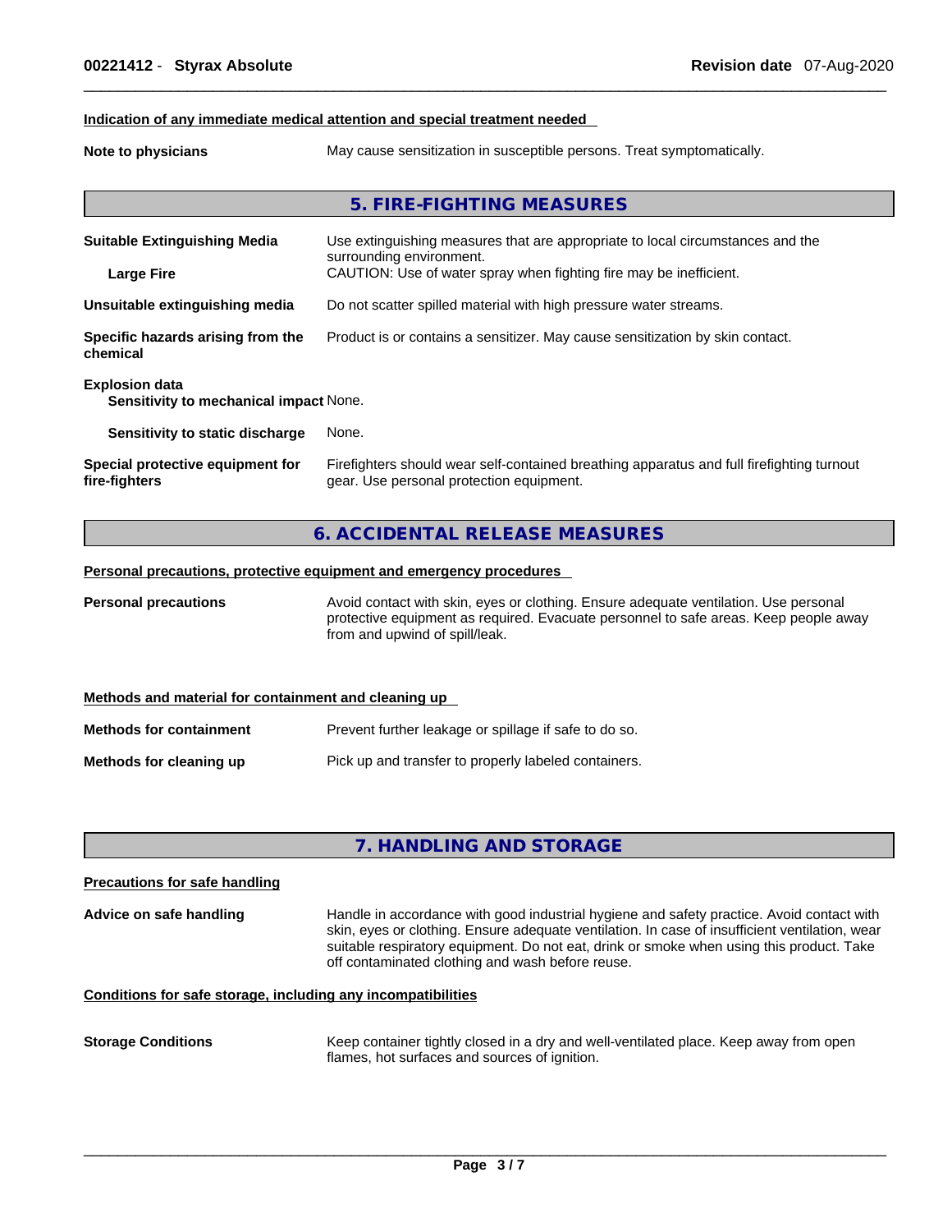**Indication of any immediate medical attention and special treatment needed**

**Note to physicians** May cause sensitization in susceptible persons. Treat symptomatically.

## 5. FIRE-FIGHTING MEASURES

**Suitable Extinguishing Media** Use extinguishing measures that are appropriate to local circumstances and the surrounding environment.

**Large Fire** CAUTION: Use of water spray when fighting fire may be inefficient.

**Unsuitable extinguishing media** Do not scatter spilled material with high pressure water streams.

**Specific hazards arising from the chemical** Product is or contains a sensitizer. May cause sensitization by skin contact.

**Explosion data**

**Sensitivity to mechanical impact** None.

**Sensitivity to static discharge** None.

**Special protective equipment for fire-fighters** Firefighters should wear self-contained breathing apparatus and full firefighting turnout gear. Use personal protection equipment.

## 6. ACCIDENTAL RELEASE MEASURES

**Personal precautions, protective equipment and emergency procedures**

**Personal precautions** Avoid contact with skin, eyes or clothing. Ensure adequate ventilation. Use personal protective equipment as required. Evacuate personnel to safe areas. Keep people away from and upwind of spill/leak.

**Methods and material for containment and cleaning up**

**Methods for containment** Prevent further leakage or spillage if safe to do so.

**Methods for cleaning up** Pick up and transfer to properly labeled containers.

## 7. HANDLING AND STORAGE

**Precautions for safe handling**

**Advice on safe handling** Handle in accordance with good industrial hygiene and safety practice. Avoid contact with skin, eyes or clothing. Ensure adequate ventilation. In case of insufficient ventilation, wear suitable respiratory equipment. Do not eat, drink or smoke when using this product. Take off contaminated clothing and wash before reuse.

**Conditions for safe storage, including any incompatibilities**

**Storage Conditions** Keep container tightly closed in a dry and well-ventilated place. Keep away from open flames, hot surfaces and sources of ignition.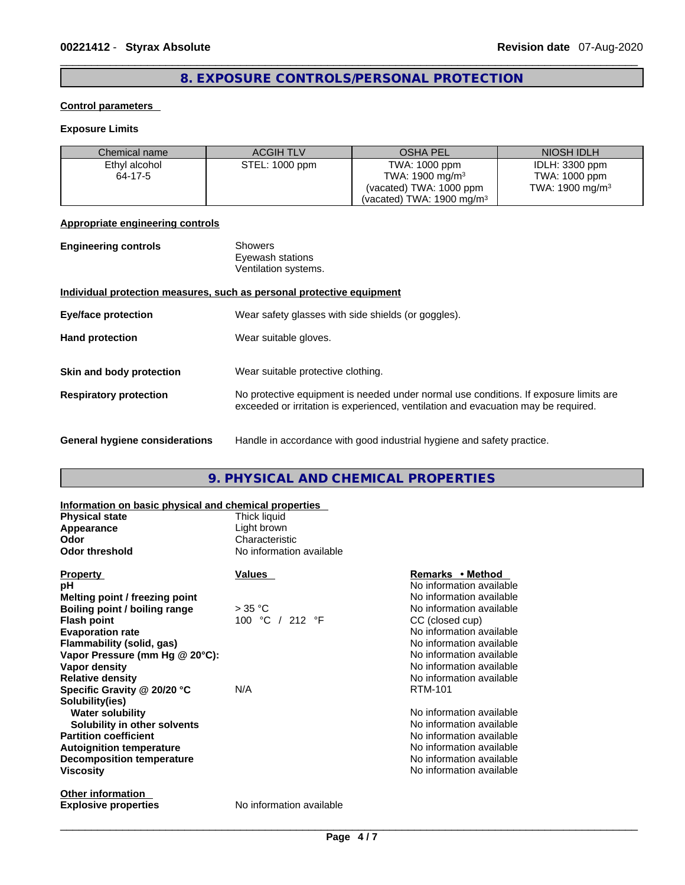## 8. EXPOSURE CONTROLS/PERSONAL PROTECTION

**Control parameters**

**Exposure Limits**

| Chemical name | ACGIH TLV | OSHA PEL | NIOSH IDLH |
|---|---|---|---|
| Ethyl alcohol<br>64-17-5 | STEL: 1000 ppm | TWA: 1000 ppm<br>TWA: 1900 mg/m³<br>(vacated) TWA: 1000 ppm<br>(vacated) TWA: 1900 mg/m³ | IDLH: 3300 ppm<br>TWA: 1000 ppm<br>TWA: 1900 mg/m³ |

**Appropriate engineering controls**

**Engineering controls** Showers
Eyewash stations
Ventilation systems.

**Individual protection measures, such as personal protective equipment**

**Eye/face protection** Wear safety glasses with side shields (or goggles).

**Hand protection** Wear suitable gloves.

**Skin and body protection** Wear suitable protective clothing.

**Respiratory protection** No protective equipment is needed under normal use conditions. If exposure limits are exceeded or irritation is experienced, ventilation and evacuation may be required.

**General hygiene considerations** Handle in accordance with good industrial hygiene and safety practice.

## 9. PHYSICAL AND CHEMICAL PROPERTIES

**Information on basic physical and chemical properties**

| | |
|---|---|
| **Physical state** | Thick liquid |
| **Appearance** | Light brown |
| **Odor** | Characteristic |
| **Odor threshold** | No information available |

| **Property** | **Values** | **Remarks • Method** |
|---|---|---|
| **pH** | | No information available |
| **Melting point / freezing point** | | No information available |
| **Boiling point / boiling range** | > 35 °C | No information available |
| **Flash point** | 100 °C / 212 °F | CC (closed cup) |
| **Evaporation rate** | | No information available |
| **Flammability (solid, gas)** | | No information available |
| **Vapor Pressure (mm Hg @ 20°C):** | | No information available |
| **Vapor density** | | No information available |
| **Relative density** | | No information available |
| **Specific Gravity @ 20/20 °C** | N/A | RTM-101 |
| **Solubility(ies)** | | |
| **Water solubility** | | No information available |
| **Solubility in other solvents** | | No information available |
| **Partition coefficient** | | No information available |
| **Autoignition temperature** | | No information available |
| **Decomposition temperature** | | No information available |
| **Viscosity** | | No information available |

**Other information**

**Explosive properties** No information available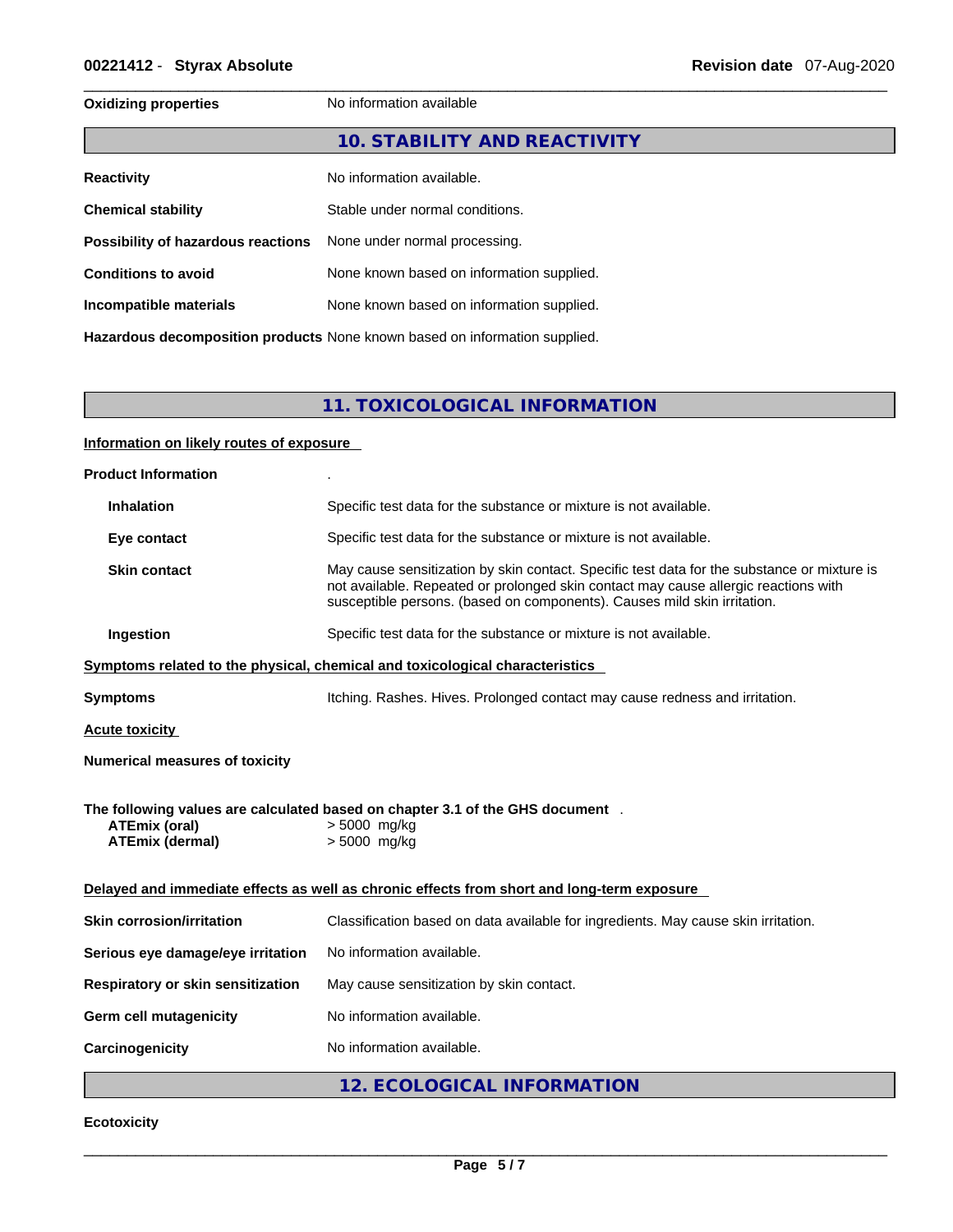| | |
|---|---|
| **Oxidizing properties** | No information available |

## 10. STABILITY AND REACTIVITY

| | |
|---|---|
| **Reactivity** | No information available. |
| **Chemical stability** | Stable under normal conditions. |
| **Possibility of hazardous reactions** | None under normal processing. |
| **Conditions to avoid** | None known based on information supplied. |
| **Incompatible materials** | None known based on information supplied. |
| **Hazardous decomposition products** | None known based on information supplied. |

## 11. TOXICOLOGICAL INFORMATION

**Information on likely routes of exposure**

| | |
|---|---|
| **Product Information** | . |
| **Inhalation** | Specific test data for the substance or mixture is not available. |
| **Eye contact** | Specific test data for the substance or mixture is not available. |
| **Skin contact** | May cause sensitization by skin contact. Specific test data for the substance or mixture is not available. Repeated or prolonged skin contact may cause allergic reactions with susceptible persons. (based on components). Causes mild skin irritation. |
| **Ingestion** | Specific test data for the substance or mixture is not available. |

**Symptoms related to the physical, chemical and toxicological characteristics**

| | |
|---|---|
| **Symptoms** | Itching. Rashes. Hives. Prolonged contact may cause redness and irritation. |

**Acute toxicity**

**Numerical measures of toxicity**

**The following values are calculated based on chapter 3.1 of the GHS document** .

| | |
|---|---|
| **ATEmix (oral)** | > 5000 mg/kg |
| **ATEmix (dermal)** | > 5000 mg/kg |

**Delayed and immediate effects as well as chronic effects from short and long-term exposure**

| | |
|---|---|
| **Skin corrosion/irritation** | Classification based on data available for ingredients. May cause skin irritation. |
| **Serious eye damage/eye irritation** | No information available. |
| **Respiratory or skin sensitization** | May cause sensitization by skin contact. |
| **Germ cell mutagenicity** | No information available. |
| **Carcinogenicity** | No information available. |

## 12. ECOLOGICAL INFORMATION

**Ecotoxicity**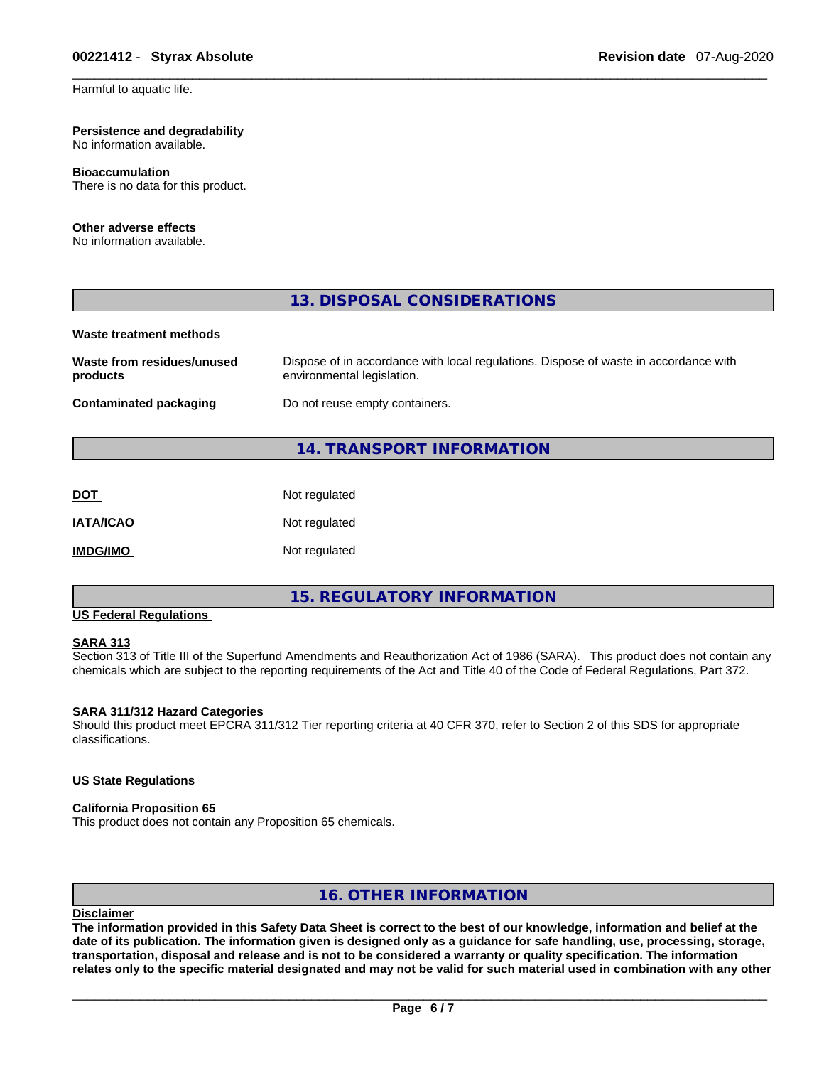Harmful to aquatic life.

**Persistence and degradability**
No information available.

**Bioaccumulation**
There is no data for this product.

**Other adverse effects**
No information available.

## 13. DISPOSAL CONSIDERATIONS

**Waste treatment methods**

| | |
|---|---|
| **Waste from residues/unused products** | Dispose of in accordance with local regulations. Dispose of waste in accordance with environmental legislation. |
| **Contaminated packaging** | Do not reuse empty containers. |

## 14. TRANSPORT INFORMATION

| | |
|---|---|
| **DOT** | Not regulated |
| **IATA/ICAO** | Not regulated |
| **IMDG/IMO** | Not regulated |

## 15. REGULATORY INFORMATION

**US Federal Regulations**

**SARA 313**
Section 313 of Title III of the Superfund Amendments and Reauthorization Act of 1986 (SARA). This product does not contain any chemicals which are subject to the reporting requirements of the Act and Title 40 of the Code of Federal Regulations, Part 372.

**SARA 311/312 Hazard Categories**
Should this product meet EPCRA 311/312 Tier reporting criteria at 40 CFR 370, refer to Section 2 of this SDS for appropriate classifications.

**US State Regulations**

**California Proposition 65**
This product does not contain any Proposition 65 chemicals.

## 16. OTHER INFORMATION

**Disclaimer**
**The information provided in this Safety Data Sheet is correct to the best of our knowledge, information and belief at the date of its publication. The information given is designed only as a guidance for safe handling, use, processing, storage, transportation, disposal and release and is not to be considered a warranty or quality specification. The information relates only to the specific material designated and may not be valid for such material used in combination with any other**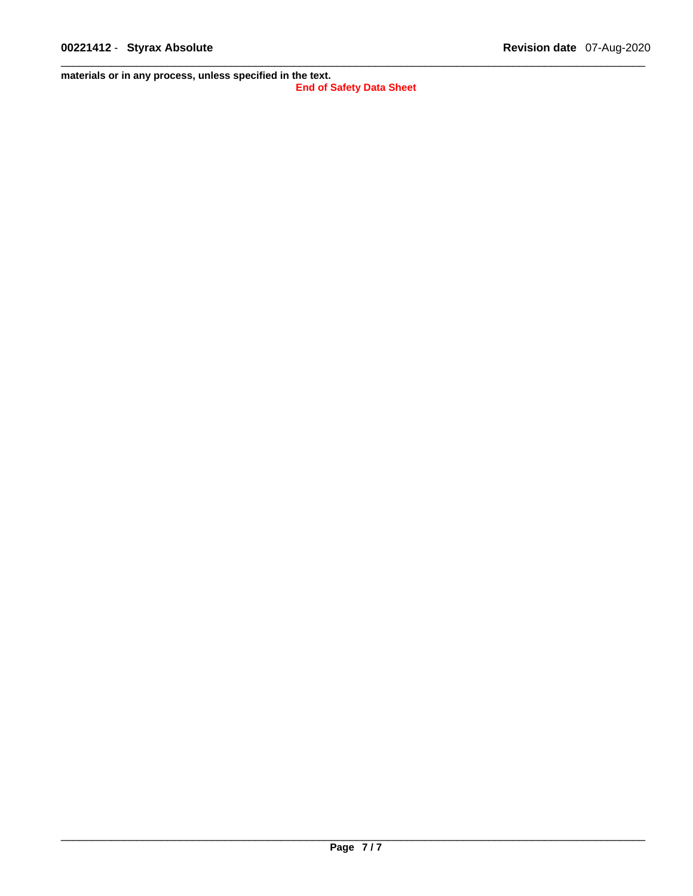**materials or in any process, unless specified in the text.**

**End of Safety Data Sheet**